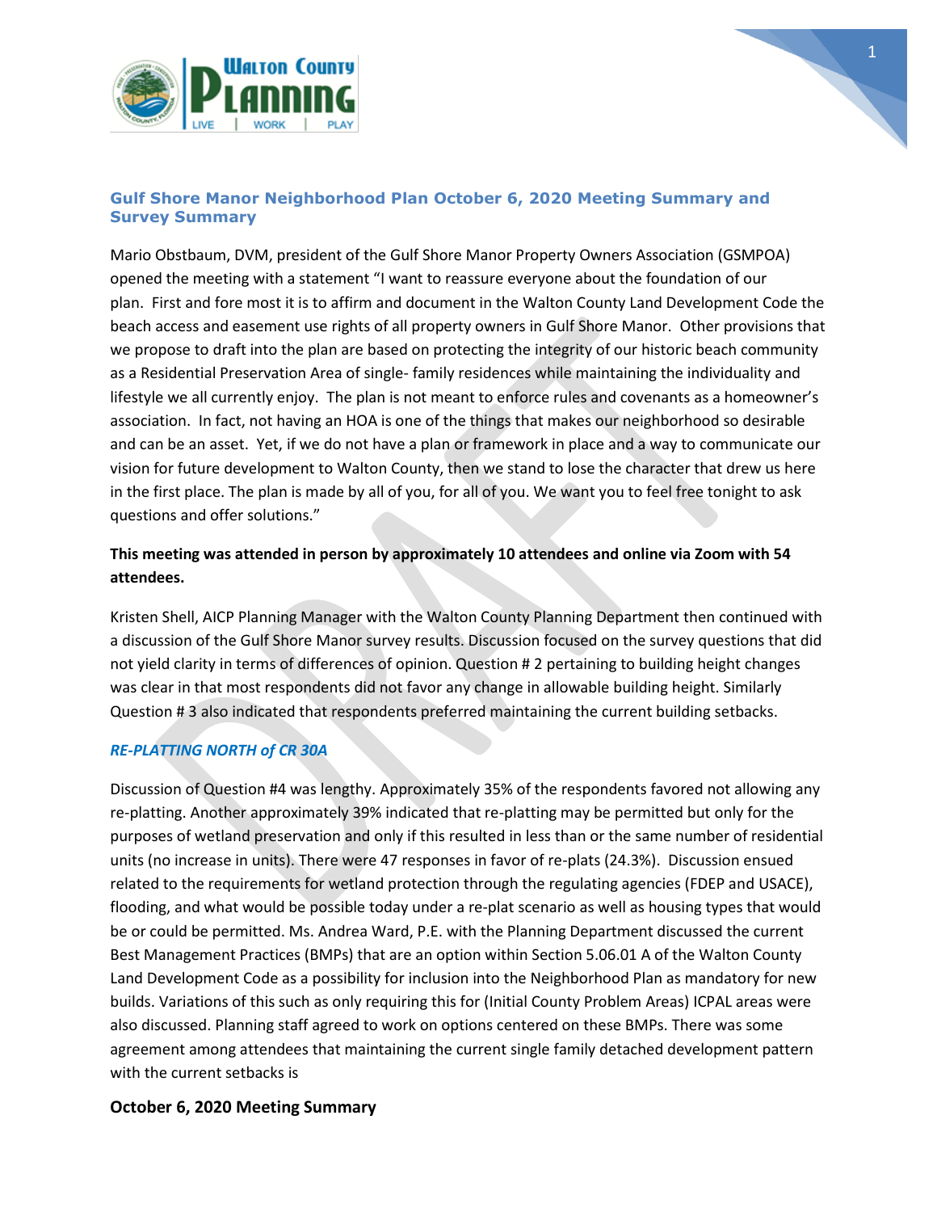## Gulf Shore Manor Neighborhood Plan October 6, 2020 Meeting Summary and Survey Summary

Mario Obstbaum, DVM, president of the Gulf Shore Manor Property Owners Association (GSMPOA) opened the meeting with a statement "I want to reassure everyone about the foundation of our plan. First and fore most it is to affirm and document in the Walton County Land Development Code the beach access and easement use rights of all property owners in Gulf Shore Manor. Other provisions that we propose to draft into the plan are based on protecting the integrity of our historic beach community as a Residential Preservation Area of single- family residences while maintaining the individuality and lifestyle we all currently enjoy. The plan is not meant to enforce rules and covenants as a homeowner's association. In fact, not having an HOA is one of the things that makes our neighborhood so desirable and can be an asset. Yet, if we do not have a plan or framework in place and a way to communicate our vision for future development to Walton County, then we stand to lose the character that drew us here in the first place. The plan is made by all of you, for all of you. We want you to feel free tonight to ask questions and offer solutions."

**This meeting was attended in person by approximately 10 attendees and online via Zoom with 54 attendees.**

Kristen Shell, AICP Planning Manager with the Walton County Planning Department then continued with a discussion of the Gulf Shore Manor survey results. Discussion focused on the survey questions that did not yield clarity in terms of differences of opinion. Question # 2 pertaining to building height changes was clear in that most respondents did not favor any change in allowable building height. Similarly Question # 3 also indicated that respondents preferred maintaining the current building setbacks.

### *RE-PLATTING NORTH of CR 30A*

Discussion of Question #4 was lengthy. Approximately 35% of the respondents favored not allowing any re-platting. Another approximately 39% indicated that re-platting may be permitted but only for the purposes of wetland preservation and only if this resulted in less than or the same number of residential units (no increase in units). There were 47 responses in favor of re-plats (24.3%). Discussion ensued related to the requirements for wetland protection through the regulating agencies (FDEP and USACE), flooding, and what would be possible today under a re-plat scenario as well as housing types that would be or could be permitted. Ms. Andrea Ward, P.E. with the Planning Department discussed the current Best Management Practices (BMPs) that are an option within Section 5.06.01 A of the Walton County Land Development Code as a possibility for inclusion into the Neighborhood Plan as mandatory for new builds. Variations of this such as only requiring this for (Initial County Problem Areas) ICPAL areas were also discussed. Planning staff agreed to work on options centered on these BMPs. There was some agreement among attendees that maintaining the current single family detached development pattern with the current setbacks is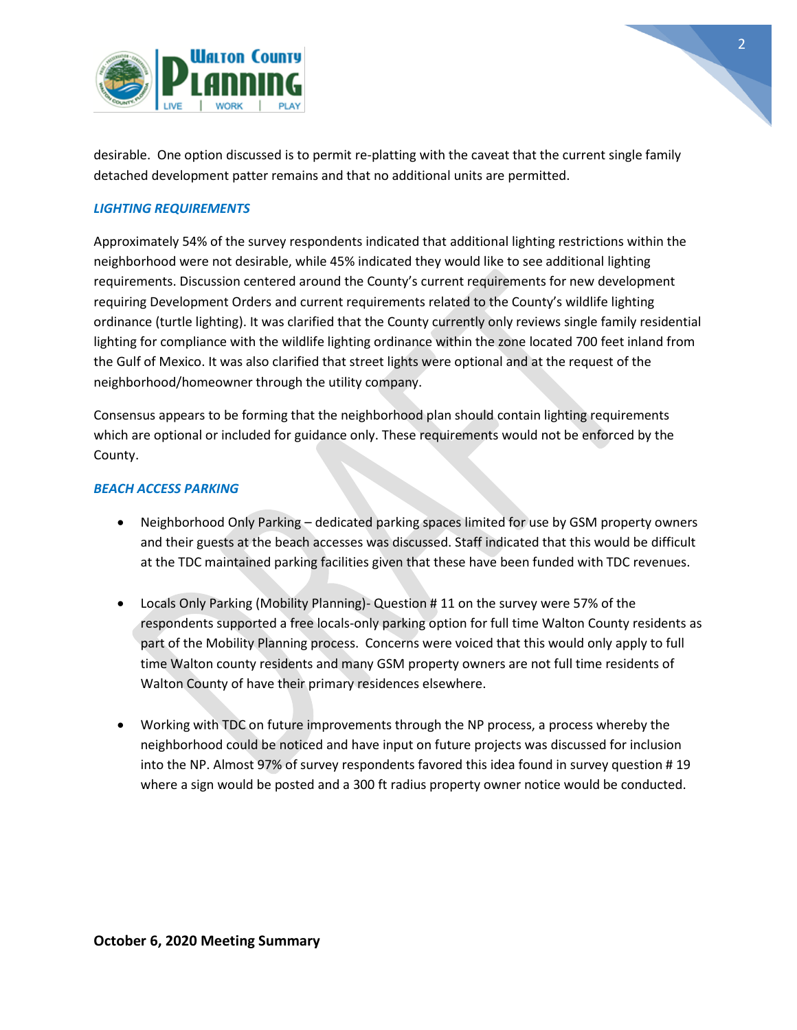desirable. One option discussed is to permit re-platting with the caveat that the current single family detached development patter remains and that no additional units are permitted.

### *LIGHTING REQUIREMENTS*

Approximately 54% of the survey respondents indicated that additional lighting restrictions within the neighborhood were not desirable, while 45% indicated they would like to see additional lighting requirements. Discussion centered around the County's current requirements for new development requiring Development Orders and current requirements related to the County's wildlife lighting ordinance (turtle lighting). It was clarified that the County currently only reviews single family residential lighting for compliance with the wildlife lighting ordinance within the zone located 700 feet inland from the Gulf of Mexico. It was also clarified that street lights were optional and at the request of the neighborhood/homeowner through the utility company.

Consensus appears to be forming that the neighborhood plan should contain lighting requirements which are optional or included for guidance only. These requirements would not be enforced by the County.

### *BEACH ACCESS PARKING*

- Neighborhood Only Parking – dedicated parking spaces limited for use by GSM property owners and their guests at the beach accesses was discussed. Staff indicated that this would be difficult at the TDC maintained parking facilities given that these have been funded with TDC revenues.

- Locals Only Parking (Mobility Planning)- Question # 11 on the survey were 57% of the respondents supported a free locals-only parking option for full time Walton County residents as part of the Mobility Planning process. Concerns were voiced that this would only apply to full time Walton county residents and many GSM property owners are not full time residents of Walton County of have their primary residences elsewhere.

- Working with TDC on future improvements through the NP process, a process whereby the neighborhood could be noticed and have input on future projects was discussed for inclusion into the NP. Almost 97% of survey respondents favored this idea found in survey question # 19 where a sign would be posted and a 300 ft radius property owner notice would be conducted.

**October 6, 2020 Meeting Summary**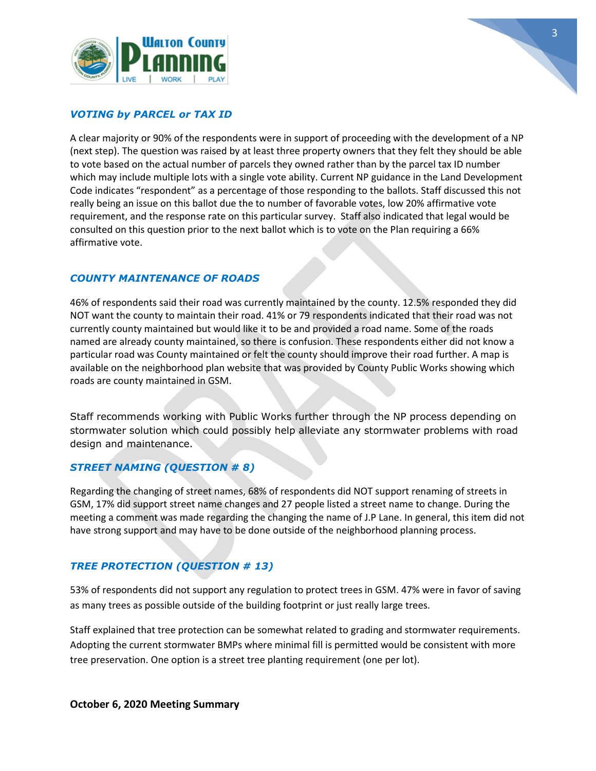## *VOTING by PARCEL or TAX ID*

A clear majority or 90% of the respondents were in support of proceeding with the development of a NP (next step). The question was raised by at least three property owners that they felt they should be able to vote based on the actual number of parcels they owned rather than by the parcel tax ID number which may include multiple lots with a single vote ability. Current NP guidance in the Land Development Code indicates "respondent" as a percentage of those responding to the ballots. Staff discussed this not really being an issue on this ballot due the to number of favorable votes, low 20% affirmative vote requirement, and the response rate on this particular survey. Staff also indicated that legal would be consulted on this question prior to the next ballot which is to vote on the Plan requiring a 66% affirmative vote.

## *COUNTY MAINTENANCE OF ROADS*

46% of respondents said their road was currently maintained by the county. 12.5% responded they did NOT want the county to maintain their road. 41% or 79 respondents indicated that their road was not currently county maintained but would like it to be and provided a road name. Some of the roads named are already county maintained, so there is confusion. These respondents either did not know a particular road was County maintained or felt the county should improve their road further. A map is available on the neighborhood plan website that was provided by County Public Works showing which roads are county maintained in GSM.

Staff recommends working with Public Works further through the NP process depending on stormwater solution which could possibly help alleviate any stormwater problems with road design and maintenance.

## *STREET NAMING (QUESTION # 8)*

Regarding the changing of street names, 68% of respondents did NOT support renaming of streets in GSM, 17% did support street name changes and 27 people listed a street name to change. During the meeting a comment was made regarding the changing the name of J.P Lane. In general, this item did not have strong support and may have to be done outside of the neighborhood planning process.

## *TREE PROTECTION (QUESTION # 13)*

53% of respondents did not support any regulation to protect trees in GSM. 47% were in favor of saving as many trees as possible outside of the building footprint or just really large trees.

Staff explained that tree protection can be somewhat related to grading and stormwater requirements. Adopting the current stormwater BMPs where minimal fill is permitted would be consistent with more tree preservation. One option is a street tree planting requirement (one per lot).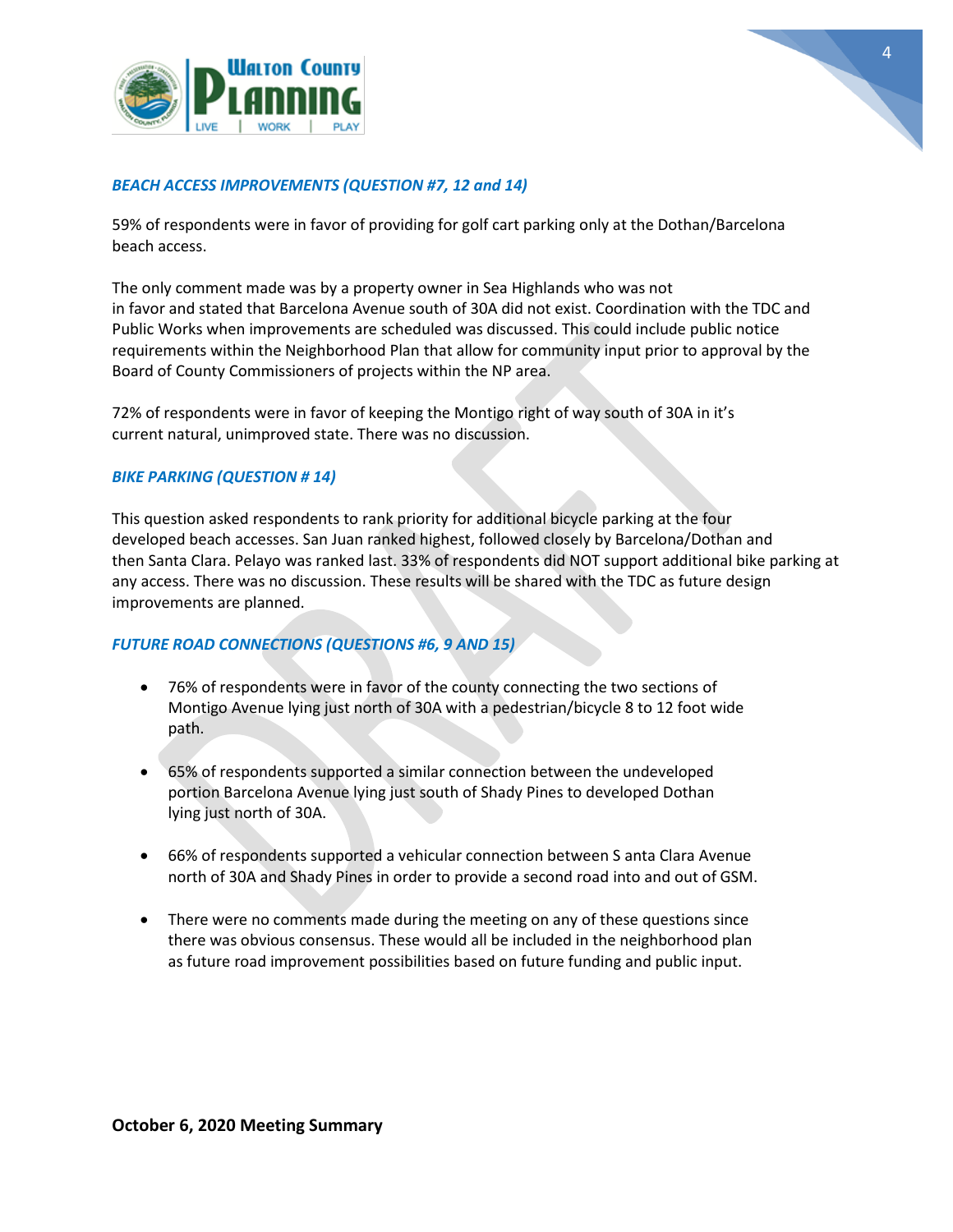### *BEACH ACCESS IMPROVEMENTS (QUESTION #7, 12 and 14)*

59% of respondents were in favor of providing for golf cart parking only at the Dothan/Barcelona beach access.

The only comment made was by a property owner in Sea Highlands who was not in favor and stated that Barcelona Avenue south of 30A did not exist. Coordination with the TDC and Public Works when improvements are scheduled was discussed. This could include public notice requirements within the Neighborhood Plan that allow for community input prior to approval by the Board of County Commissioners of projects within the NP area.

72% of respondents were in favor of keeping the Montigo right of way south of 30A in it's current natural, unimproved state. There was no discussion.

### *BIKE PARKING (QUESTION # 14)*

This question asked respondents to rank priority for additional bicycle parking at the four developed beach accesses. San Juan ranked highest, followed closely by Barcelona/Dothan and then Santa Clara. Pelayo was ranked last. 33% of respondents did NOT support additional bike parking at any access. There was no discussion. These results will be shared with the TDC as future design improvements are planned.

### *FUTURE ROAD CONNECTIONS (QUESTIONS #6, 9 AND 15)*

- 76% of respondents were in favor of the county connecting the two sections of Montigo Avenue lying just north of 30A with a pedestrian/bicycle 8 to 12 foot wide path.
- 65% of respondents supported a similar connection between the undeveloped portion Barcelona Avenue lying just south of Shady Pines to developed Dothan lying just north of 30A.
- 66% of respondents supported a vehicular connection between S anta Clara Avenue north of 30A and Shady Pines in order to provide a second road into and out of GSM.
- There were no comments made during the meeting on any of these questions since there was obvious consensus. These would all be included in the neighborhood plan as future road improvement possibilities based on future funding and public input.